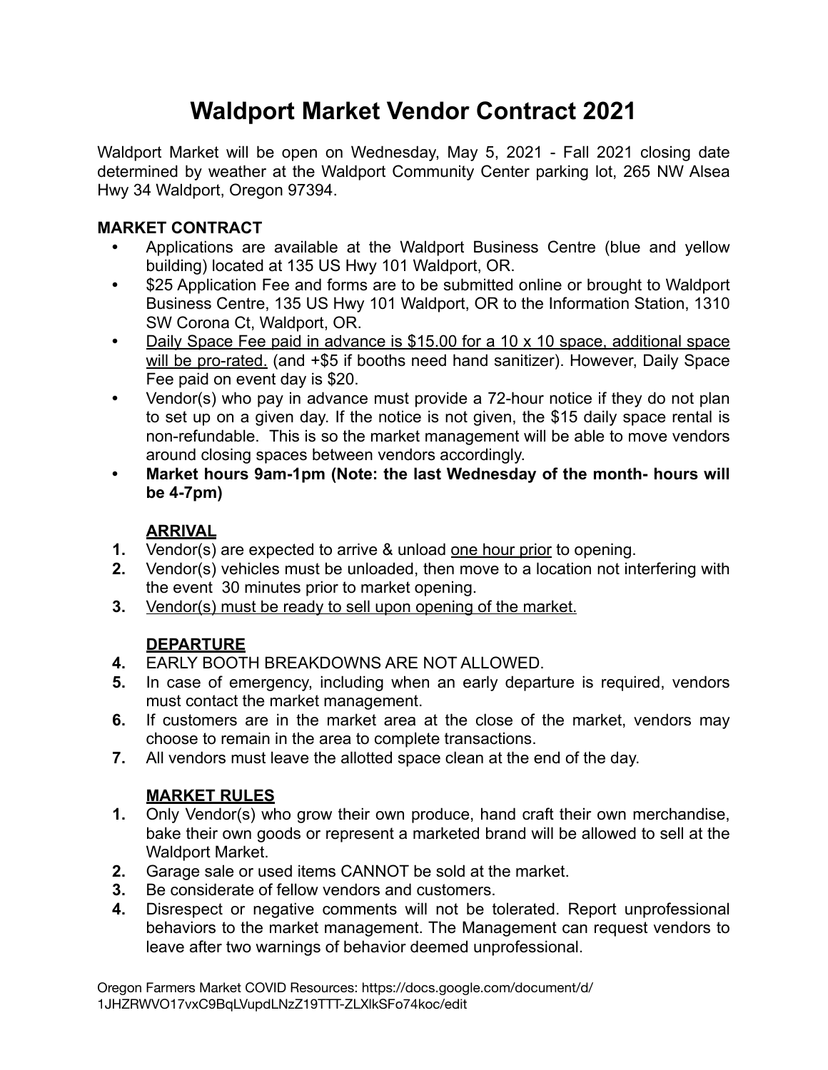# Waldport Market Vendor Contract 2021

Waldport Market will be open on Wednesday, May 5, 2021 - Fall 2021 closing date determined by weather at the Waldport Community Center parking lot, 265 NW Alsea Hwy 34 Waldport, Oregon 97394.

**MARKET CONTRACT**

- Applications are available at the Waldport Business Centre (blue and yellow building) located at 135 US Hwy 101 Waldport, OR.
- $25 Application Fee and forms are to be submitted online or brought to Waldport Business Centre, 135 US Hwy 101 Waldport, OR to the Information Station, 1310 SW Corona Ct, Waldport, OR.
- <u>Daily Space Fee paid in advance is $15.00 for a 10 x 10 space, additional space will be pro-rated.</u> (and +$5 if booths need hand sanitizer). However, Daily Space Fee paid on event day is $20.
- Vendor(s) who pay in advance must provide a 72-hour notice if they do not plan to set up on a given day. If the notice is not given, the $15 daily space rental is non-refundable. This is so the market management will be able to move vendors around closing spaces between vendors accordingly.
- **Market hours 9am-1pm (Note: the last Wednesday of the month- hours will be 4-7pm)**

**<u>ARRIVAL</u>**

1. Vendor(s) are expected to arrive & unload <u>one hour prior</u> to opening.
2. Vendor(s) vehicles must be unloaded, then move to a location not interfering with the event 30 minutes prior to market opening.
3. <u>Vendor(s) must be ready to sell upon opening of the market.</u>

**<u>DEPARTURE</u>**

4. EARLY BOOTH BREAKDOWNS ARE NOT ALLOWED.
5. In case of emergency, including when an early departure is required, vendors must contact the market management.
6. If customers are in the market area at the close of the market, vendors may choose to remain in the area to complete transactions.
7. All vendors must leave the allotted space clean at the end of the day.

**<u>MARKET RULES</u>**

1. Only Vendor(s) who grow their own produce, hand craft their own merchandise, bake their own goods or represent a marketed brand will be allowed to sell at the Waldport Market.
2. Garage sale or used items CANNOT be sold at the market.
3. Be considerate of fellow vendors and customers.
4. Disrespect or negative comments will not be tolerated. Report unprofessional behaviors to the market management. The Management can request vendors to leave after two warnings of behavior deemed unprofessional.

Oregon Farmers Market COVID Resources: https://docs.google.com/document/d/1JHZRWVO17vxC9BqLVupdLNzZ19TTT-ZLXlkSFo74koc/edit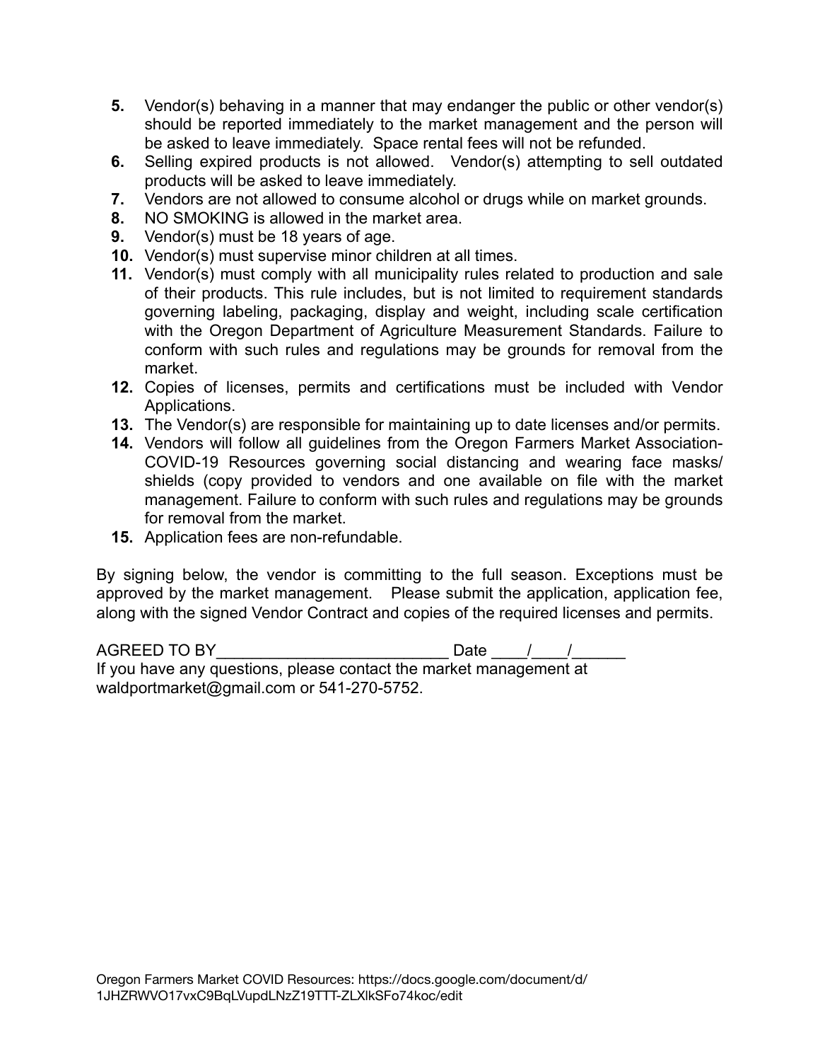5. Vendor(s) behaving in a manner that may endanger the public or other vendor(s) should be reported immediately to the market management and the person will be asked to leave immediately. Space rental fees will not be refunded.
6. Selling expired products is not allowed. Vendor(s) attempting to sell outdated products will be asked to leave immediately.
7. Vendors are not allowed to consume alcohol or drugs while on market grounds.
8. NO SMOKING is allowed in the market area.
9. Vendor(s) must be 18 years of age.
10. Vendor(s) must supervise minor children at all times.
11. Vendor(s) must comply with all municipality rules related to production and sale of their products. This rule includes, but is not limited to requirement standards governing labeling, packaging, display and weight, including scale certification with the Oregon Department of Agriculture Measurement Standards. Failure to conform with such rules and regulations may be grounds for removal from the market.
12. Copies of licenses, permits and certifications must be included with Vendor Applications.
13. The Vendor(s) are responsible for maintaining up to date licenses and/or permits.
14. Vendors will follow all guidelines from the Oregon Farmers Market Association-COVID-19 Resources governing social distancing and wearing face masks/shields (copy provided to vendors and one available on file with the market management. Failure to conform with such rules and regulations may be grounds for removal from the market.
15. Application fees are non-refundable.

By signing below, the vendor is committing to the full season. Exceptions must be approved by the market management. Please submit the application, application fee, along with the signed Vendor Contract and copies of the required licenses and permits.

AGREED TO BY__________________________ Date ____/____/______

If you have any questions, please contact the market management at waldportmarket@gmail.com or 541-270-5752.

Oregon Farmers Market COVID Resources: https://docs.google.com/document/d/1JHZRWVO17vxC9BqLVupdLNzZ19TTT-ZLXlkSFo74koc/edit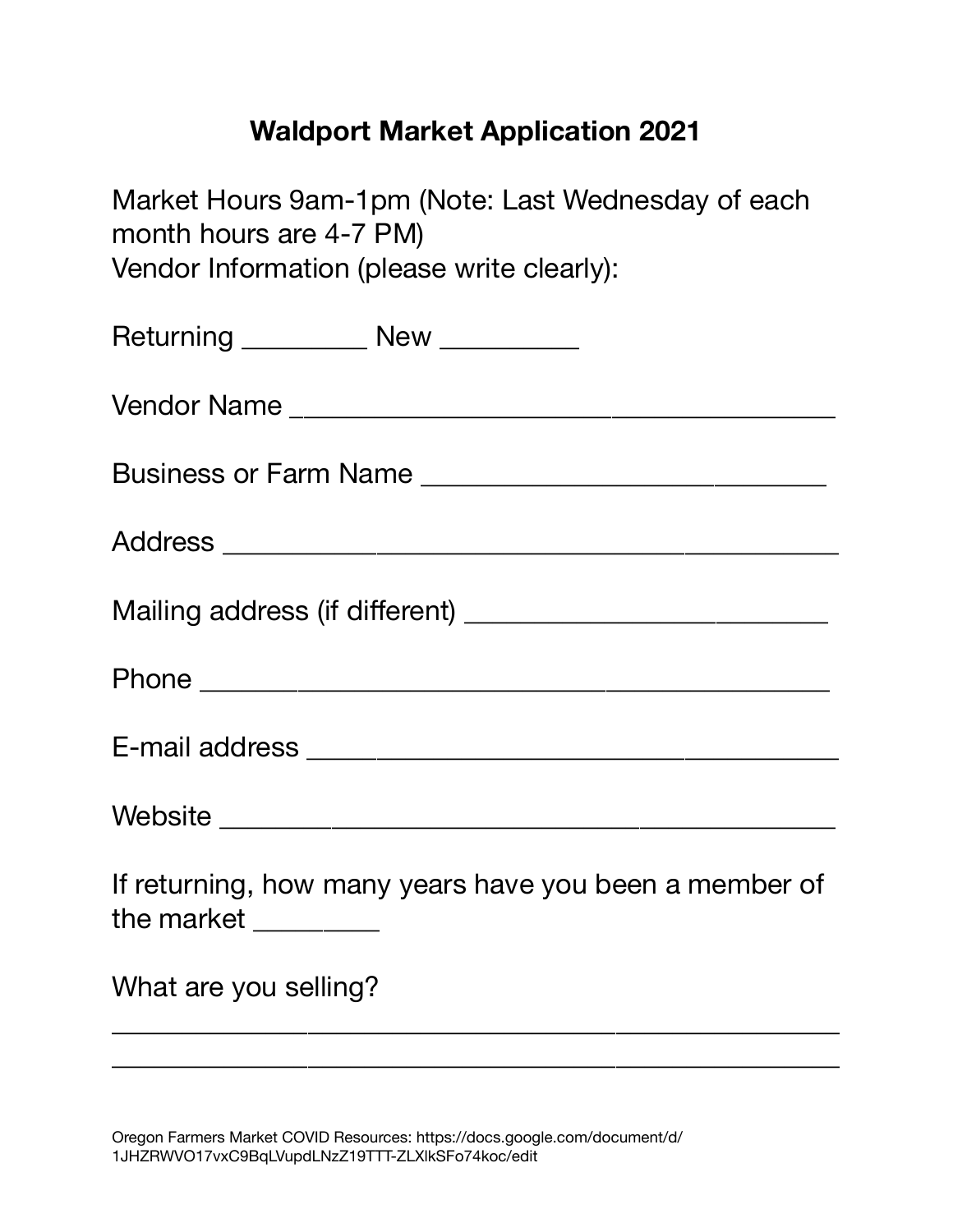# Waldport Market Application 2021

Market Hours 9am-1pm (Note: Last Wednesday of each month hours are 4-7 PM)
Vendor Information (please write clearly):

Returning _________ New __________

Vendor Name ______________________________________

Business or Farm Name ____________________________

Address _________________________________________

Mailing address (if different) ________________________

Phone ___________________________________________

E-mail address ____________________________________

Website _________________________________________

If returning, how many years have you been a member of the market _________

What are you selling?

_______________________________________________

_______________________________________________

Oregon Farmers Market COVID Resources: https://docs.google.com/document/d/1JHZRWVO17vxC9BqLVupdLNzZ19TTT-ZLXlkSFo74koc/edit